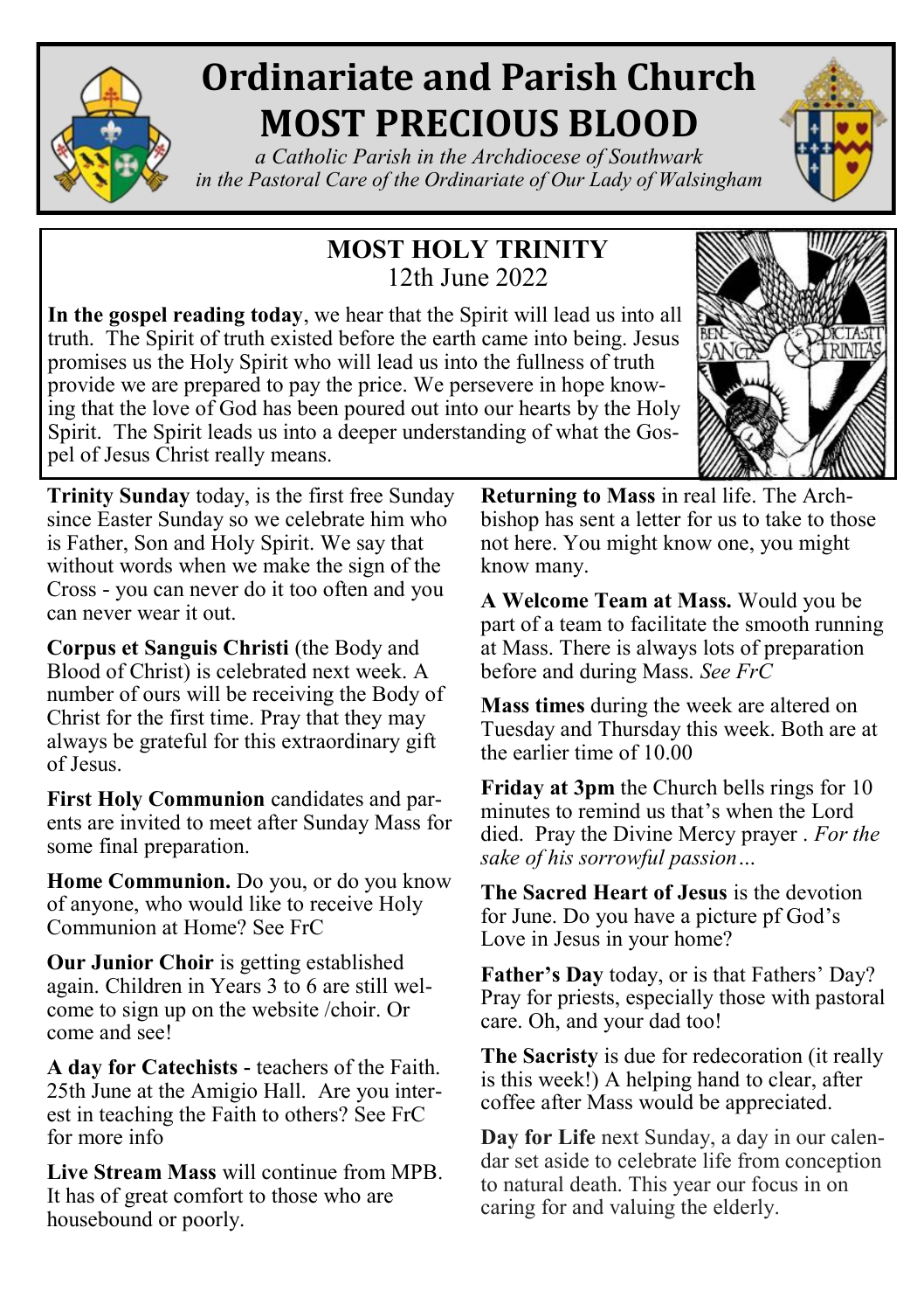# Ordinariate and Parish Church MOST PRECIOUS BLOOD

*a Catholic Parish in the Archdiocese of Southwark in the Pastoral Care of the Ordinariate of Our Lady of Walsingham*

## MOST HOLY TRINITY

12th June 2022

**In the gospel reading today**, we hear that the Spirit will lead us into all truth. The Spirit of truth existed before the earth came into being. Jesus promises us the Holy Spirit who will lead us into the fullness of truth provide we are prepared to pay the price. We persevere in hope knowing that the love of God has been poured out into our hearts by the Holy Spirit. The Spirit leads us into a deeper understanding of what the Gospel of Jesus Christ really means.

**Trinity Sunday** today, is the first free Sunday since Easter Sunday so we celebrate him who is Father, Son and Holy Spirit. We say that without words when we make the sign of the Cross - you can never do it too often and you can never wear it out.

**Corpus et Sanguis Christi** (the Body and Blood of Christ) is celebrated next week. A number of ours will be receiving the Body of Christ for the first time. Pray that they may always be grateful for this extraordinary gift of Jesus.

**First Holy Communion** candidates and parents are invited to meet after Sunday Mass for some final preparation.

**Home Communion.** Do you, or do you know of anyone, who would like to receive Holy Communion at Home? See FrC

**Our Junior Choir** is getting established again. Children in Years 3 to 6 are still welcome to sign up on the website /choir. Or come and see!

**A day for Catechists** - teachers of the Faith. 25th June at the Amigio Hall. Are you interest in teaching the Faith to others? See FrC for more info

**Live Stream Mass** will continue from MPB. It has of great comfort to those who are housebound or poorly.

**Returning to Mass** in real life. The Archbishop has sent a letter for us to take to those not here. You might know one, you might know many.

**A Welcome Team at Mass.** Would you be part of a team to facilitate the smooth running at Mass. There is always lots of preparation before and during Mass. *See FrC*

**Mass times** during the week are altered on Tuesday and Thursday this week. Both are at the earlier time of 10.00

**Friday at 3pm** the Church bells rings for 10 minutes to remind us that's when the Lord died. Pray the Divine Mercy prayer . *For the sake of his sorrowful passion…*

**The Sacred Heart of Jesus** is the devotion for June. Do you have a picture pf God's Love in Jesus in your home?

**Father's Day** today, or is that Fathers' Day? Pray for priests, especially those with pastoral care. Oh, and your dad too!

**The Sacristy** is due for redecoration (it really is this week!) A helping hand to clear, after coffee after Mass would be appreciated.

**Day for Life** next Sunday, a day in our calendar set aside to celebrate life from conception to natural death. This year our focus in on caring for and valuing the elderly.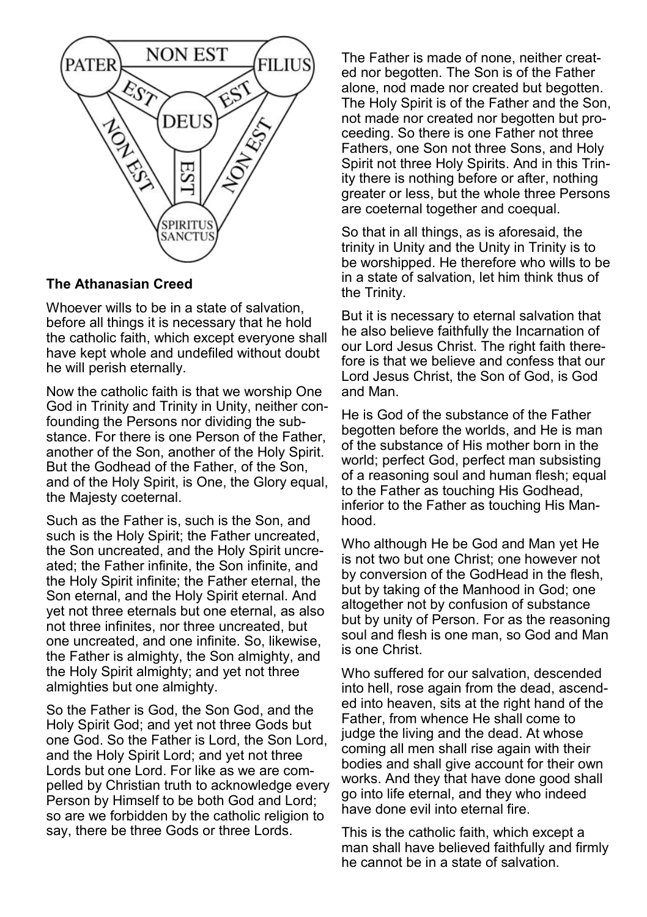**The Athanasian Creed**

Whoever wills to be in a state of salvation, before all things it is necessary that he hold the catholic faith, which except everyone shall have kept whole and undefiled without doubt he will perish eternally.

Now the catholic faith is that we worship One God in Trinity and Trinity in Unity, neither confounding the Persons nor dividing the substance. For there is one Person of the Father, another of the Son, another of the Holy Spirit. But the Godhead of the Father, of the Son, and of the Holy Spirit, is One, the Glory equal, the Majesty coeternal.

Such as the Father is, such is the Son, and such is the Holy Spirit; the Father uncreated, the Son uncreated, and the Holy Spirit uncreated; the Father infinite, the Son infinite, and the Holy Spirit infinite; the Father eternal, the Son eternal, and the Holy Spirit eternal. And yet not three eternals but one eternal, as also not three infinites, nor three uncreated, but one uncreated, and one infinite. So, likewise, the Father is almighty, the Son almighty, and the Holy Spirit almighty; and yet not three almighties but one almighty.

So the Father is God, the Son God, and the Holy Spirit God; and yet not three Gods but one God. So the Father is Lord, the Son Lord, and the Holy Spirit Lord; and yet not three Lords but one Lord. For like as we are compelled by Christian truth to acknowledge every Person by Himself to be both God and Lord; so are we forbidden by the catholic religion to say, there be three Gods or three Lords.

The Father is made of none, neither created nor begotten. The Son is of the Father alone, nod made nor created but begotten. The Holy Spirit is of the Father and the Son, not made nor created nor begotten but proceeding. So there is one Father not three Fathers, one Son not three Sons, and Holy Spirit not three Holy Spirits. And in this Trinity there is nothing before or after, nothing greater or less, but the whole three Persons are coeternal together and coequal.

So that in all things, as is aforesaid, the trinity in Unity and the Unity in Trinity is to be worshipped. He therefore who wills to be in a state of salvation, let him think thus of the Trinity.

But it is necessary to eternal salvation that he also believe faithfully the Incarnation of our Lord Jesus Christ. The right faith therefore is that we believe and confess that our Lord Jesus Christ, the Son of God, is God and Man.

He is God of the substance of the Father begotten before the worlds, and He is man of the substance of His mother born in the world; perfect God, perfect man subsisting of a reasoning soul and human flesh; equal to the Father as touching His Godhead, inferior to the Father as touching His Manhood.

Who although He be God and Man yet He is not two but one Christ; one however not by conversion of the GodHead in the flesh, but by taking of the Manhood in God; one altogether not by confusion of substance but by unity of Person. For as the reasoning soul and flesh is one man, so God and Man is one Christ.

Who suffered for our salvation, descended into hell, rose again from the dead, ascended into heaven, sits at the right hand of the Father, from whence He shall come to judge the living and the dead. At whose coming all men shall rise again with their bodies and shall give account for their own works. And they that have done good shall go into life eternal, and they who indeed have done evil into eternal fire.

This is the catholic faith, which except a man shall have believed faithfully and firmly he cannot be in a state of salvation.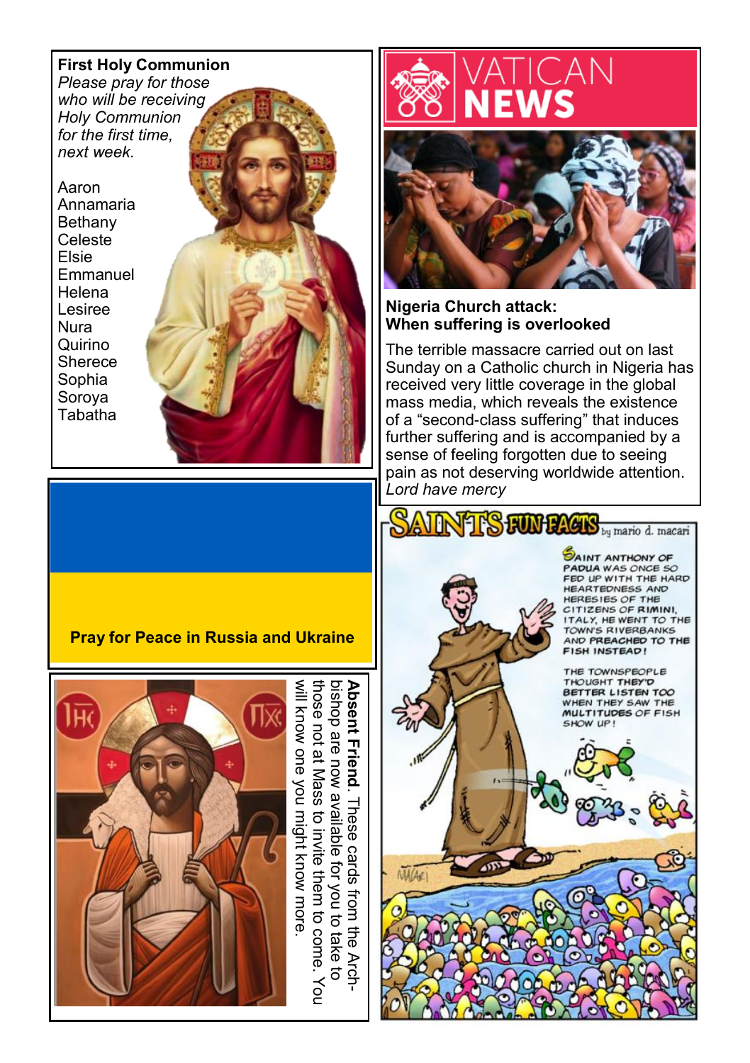## First Holy Communion

*Please pray for those who will be receiving Holy Communion for the first time, next week.*

Aaron
Annamaria
Bethany
Celeste
Elsie
Emmanuel
Helena
Lesiree
Nura
Quirino
Sherece
Sophia
Soroya
Tabatha

**Pray for Peace in Russia and Ukraine**

**Absent Friend**. These cards from the Archbishop are now available for you to take to those not at Mass to invite them to come. You will know one you might know more.

VATICAN NEWS

## Nigeria Church attack: When suffering is overlooked

The terrible massacre carried out on last Sunday on a Catholic church in Nigeria has received very little coverage in the global mass media, which reveals the existence of a “second-class suffering” that induces further suffering and is accompanied by a sense of feeling forgotten due to seeing pain as not deserving worldwide attention.

*Lord have mercy*

SAINTS FUN FACTS by mario d. macari

SAINT ANTHONY OF PADUA WAS ONCE SO FED UP WITH THE HARD HEARTEDNESS AND HERESIES OF THE CITIZENS OF RIMINI, ITALY, HE WENT TO THE TOWN'S RIVERBANKS AND PREACHED TO THE FISH INSTEAD!

THE TOWNSPEOPLE THOUGHT THEY'D BETTER LISTEN TOO WHEN THEY SAW THE MULTITUDES OF FISH SHOW UP!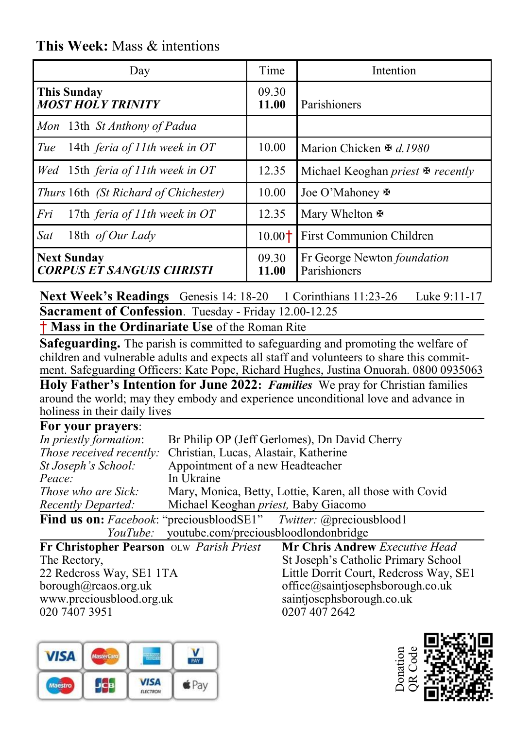**This Week:** Mass & intentions

| Day | Time | Intention |
|---|---|---|
| **This Sunday** ***MOST HOLY TRINITY*** | 09.30 **11.00** | Parishioners |
| *Mon* 13th *St Anthony of Padua* | | |
| *Tue* 14th *feria of 11th week in OT* | 10.00 | Marion Chicken ✠ *d.1980* |
| *Wed* 15th *feria of 11th week in OT* | 12.35 | Michael Keoghan *priest* ✠ *recently* |
| *Thurs* 16th *(St Richard of Chichester)* | 10.00 | Joe O'Mahoney ✠ |
| *Fri* 17th *feria of 11th week in OT* | 12.35 | Mary Whelton ✠ |
| *Sat* 18th *of Our Lady* | 10.00† | First Communion Children |
| **Next Sunday** ***CORPUS ET SANGUIS CHRISTI*** | 09.30 **11.00** | Fr George Newton *foundation* Parishioners |

**Next Week's Readings** Genesis 14: 18-20 1 Corinthians 11:23-26 Luke 9:11-17

**Sacrament of Confession**. Tuesday - Friday 12.00-12.25

† **Mass in the Ordinariate Use** of the Roman Rite

**Safeguarding.** The parish is committed to safeguarding and promoting the welfare of children and vulnerable adults and expects all staff and volunteers to share this commitment. Safeguarding Officers: Kate Pope, Richard Hughes, Justina Onuorah. 0800 0935063

**Holy Father's Intention for June 2022:** ***Families*** We pray for Christian families around the world; may they embody and experience unconditional love and advance in holiness in their daily lives

**For your prayers**:

*In priestly formation*: Br Philip OP (Jeff Gerlomes), Dn David Cherry
*Those received recently:* Christian, Lucas, Alastair, Katherine
*St Joseph's School:* Appointment of a new Headteacher
*Peace:* In Ukraine
*Those who are Sick:* Mary, Monica, Betty, Lottie, Karen, all those with Covid
*Recently Departed:* Michael Keoghan *priest,* Baby Giacomo

**Find us on:** *Facebook*: "preciousbloodSE1" *Twitter:* @preciousblood1
*YouTube:* youtube.com/preciousbloodlondonbridge

**Fr Christopher Pearson** OLW *Parish Priest*
The Rectory,
22 Redcross Way, SE1 1TA
borough@rcaos.org.uk
www.preciousblood.org.uk
020 7407 3951

**Mr Chris Andrew** *Executive Head*
St Joseph's Catholic Primary School
Little Dorrit Court, Redcross Way, SE1
office@saintjosephsborough.co.uk
saintjosephsborough.co.uk
0207 407 2642

VISA MasterCard AMERICAN EXPRESS V PAY Maestro JCB VISA ELECTRON Pay

Donation QR Code